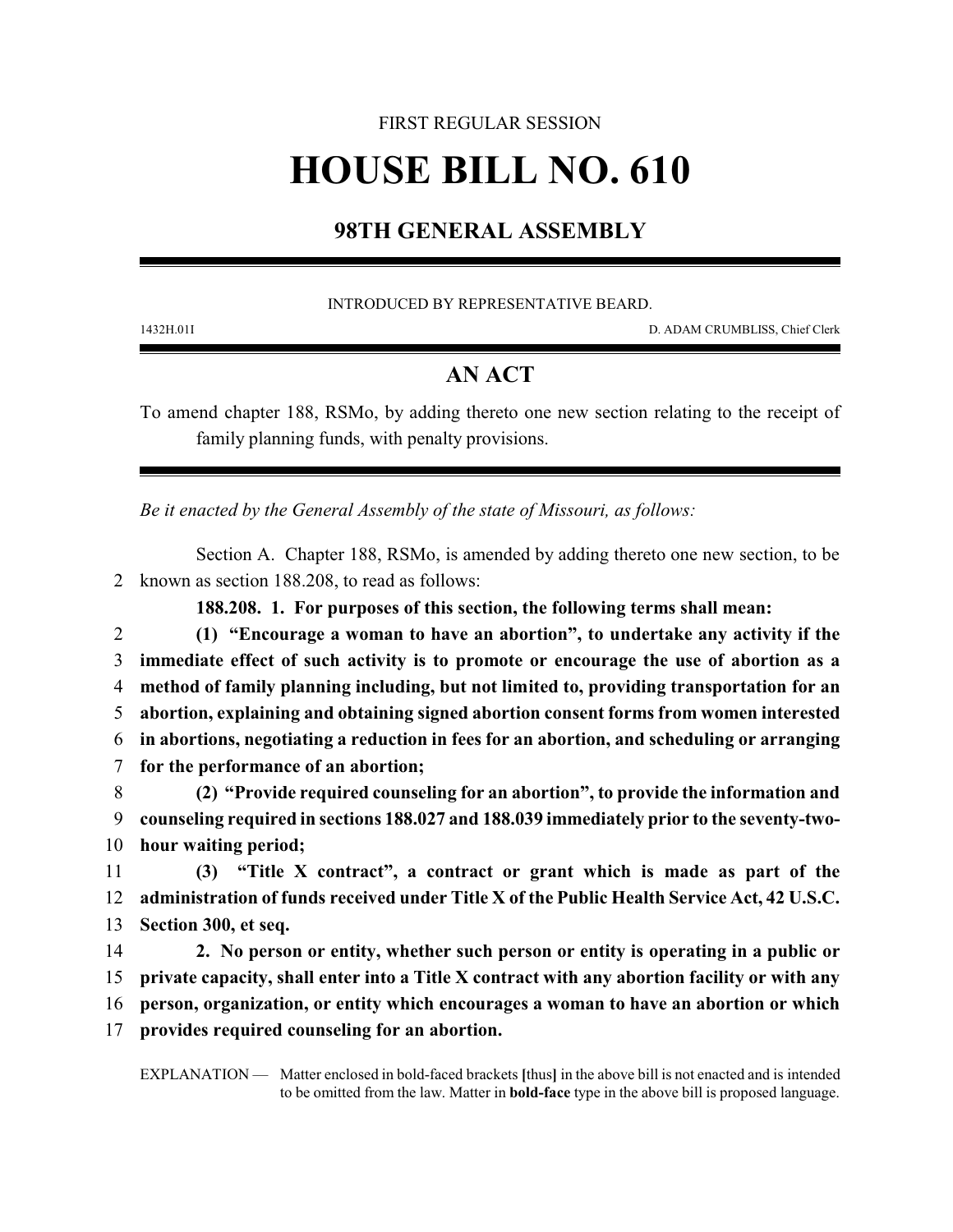FIRST REGULAR SESSION

# HOUSE BILL NO. 610

## 98TH GENERAL ASSEMBLY

INTRODUCED BY REPRESENTATIVE BEARD.

1432H.01I D. ADAM CRUMBLISS, Chief Clerk

## AN ACT

To amend chapter 188, RSMo, by adding thereto one new section relating to the receipt of family planning funds, with penalty provisions.

*Be it enacted by the General Assembly of the state of Missouri, as follows:*

Section A. Chapter 188, RSMo, is amended by adding thereto one new section, to be known as section 188.208, to read as follows:

**188.208. 1. For purposes of this section, the following terms shall mean:**

**(1) "Encourage a woman to have an abortion", to undertake any activity if the immediate effect of such activity is to promote or encourage the use of abortion as a method of family planning including, but not limited to, providing transportation for an abortion, explaining and obtaining signed abortion consent forms from women interested in abortions, negotiating a reduction in fees for an abortion, and scheduling or arranging for the performance of an abortion;**

**(2) "Provide required counseling for an abortion", to provide the information and counseling required in sections 188.027 and 188.039 immediately prior to the seventy-two-hour waiting period;**

**(3) "Title X contract", a contract or grant which is made as part of the administration of funds received under Title X of the Public Health Service Act, 42 U.S.C. Section 300, et seq.**

**2. No person or entity, whether such person or entity is operating in a public or private capacity, shall enter into a Title X contract with any abortion facility or with any person, organization, or entity which encourages a woman to have an abortion or which provides required counseling for an abortion.**

EXPLANATION — Matter enclosed in bold-faced brackets **[**thus**]** in the above bill is not enacted and is intended to be omitted from the law. Matter in **bold-face** type in the above bill is proposed language.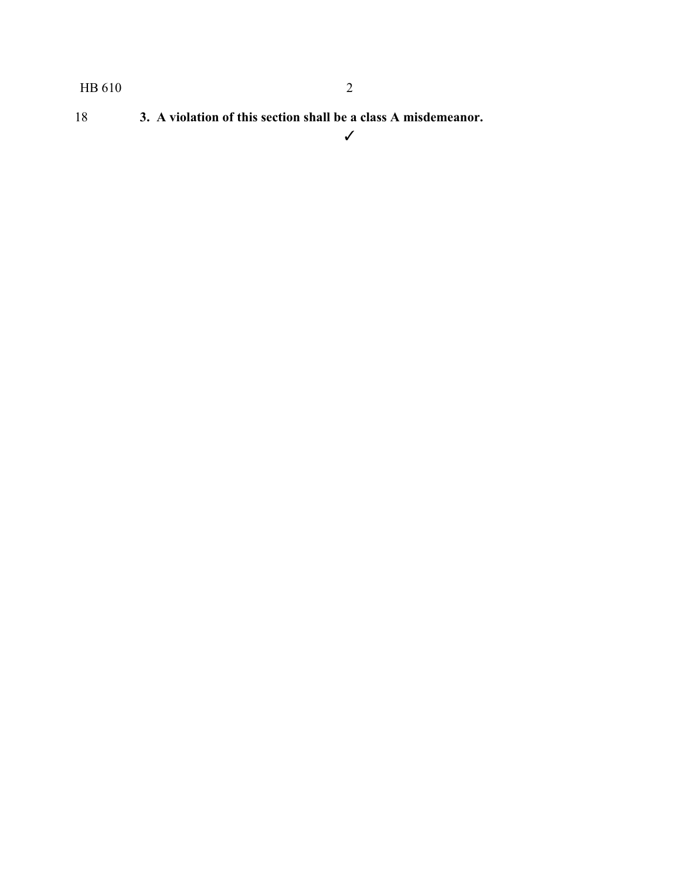18 **3. A violation of this section shall be a class A misdemeanor.**

✓